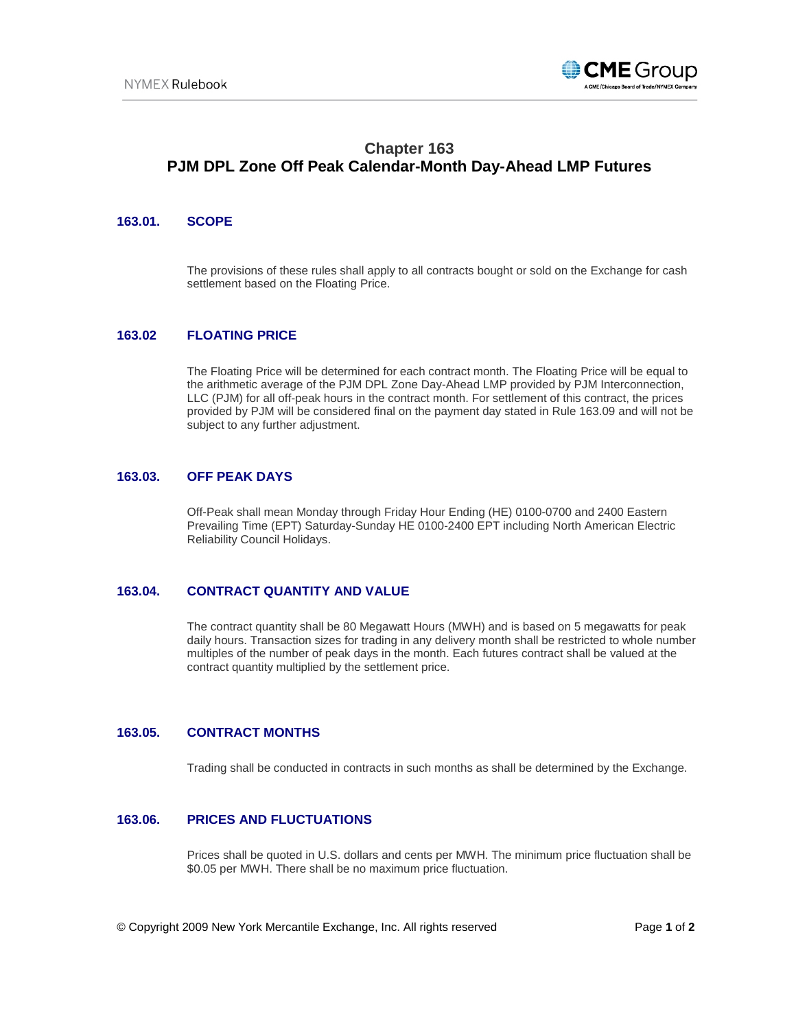# Chapter 163
# PJM DPL Zone Off Peak Calendar-Month Day-Ahead LMP Futures

## 163.01. SCOPE

The provisions of these rules shall apply to all contracts bought or sold on the Exchange for cash settlement based on the Floating Price.

## 163.02 FLOATING PRICE

The Floating Price will be determined for each contract month. The Floating Price will be equal to the arithmetic average of the PJM DPL Zone Day-Ahead LMP provided by PJM Interconnection, LLC (PJM) for all off-peak hours in the contract month. For settlement of this contract, the prices provided by PJM will be considered final on the payment day stated in Rule 163.09 and will not be subject to any further adjustment.

## 163.03. OFF PEAK DAYS

Off-Peak shall mean Monday through Friday Hour Ending (HE) 0100-0700 and 2400 Eastern Prevailing Time (EPT) Saturday-Sunday HE 0100-2400 EPT including North American Electric Reliability Council Holidays.

## 163.04. CONTRACT QUANTITY AND VALUE

The contract quantity shall be 80 Megawatt Hours (MWH) and is based on 5 megawatts for peak daily hours. Transaction sizes for trading in any delivery month shall be restricted to whole number multiples of the number of peak days in the month. Each futures contract shall be valued at the contract quantity multiplied by the settlement price.

## 163.05. CONTRACT MONTHS

Trading shall be conducted in contracts in such months as shall be determined by the Exchange.

## 163.06. PRICES AND FLUCTUATIONS

Prices shall be quoted in U.S. dollars and cents per MWH. The minimum price fluctuation shall be $0.05 per MWH. There shall be no maximum price fluctuation.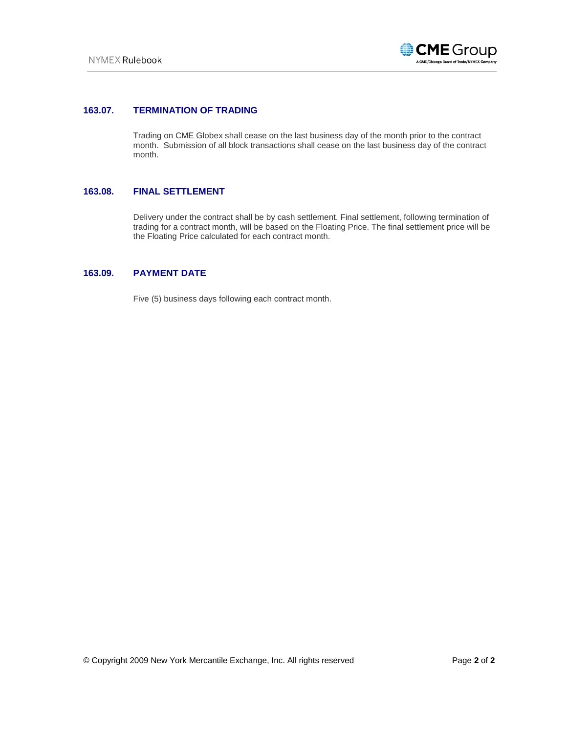## 163.07. TERMINATION OF TRADING

Trading on CME Globex shall cease on the last business day of the month prior to the contract month. Submission of all block transactions shall cease on the last business day of the contract month.

## 163.08. FINAL SETTLEMENT

Delivery under the contract shall be by cash settlement. Final settlement, following termination of trading for a contract month, will be based on the Floating Price. The final settlement price will be the Floating Price calculated for each contract month.

## 163.09. PAYMENT DATE

Five (5) business days following each contract month.